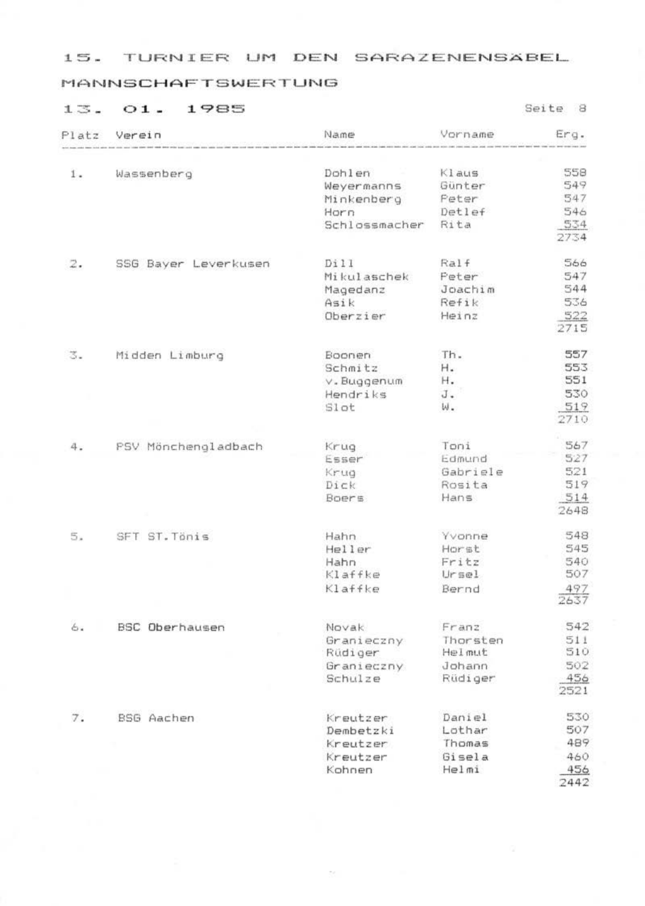# 15. TURNIER UM DEN SARAZENENSÄBEL

## MANNSCHAFTSWERTUNG

13. 01. 1985

| Platz | Verein | Name | Vorname | Erg. |
|---|---|---|---|---|
| 1. | Wassenberg | Dohlen | Klaus | 558 |
| | | Weyermanns | Günter | 549 |
| | | Minkenberg | Peter | 547 |
| | | Horn | Detlef | 546 |
| | | Schlossmacher | Rita | 534 |
| | | | | 2734 |
| 2. | SSG Bayer Leverkusen | Dill | Ralf | 566 |
| | | Mikulaschek | Peter | 547 |
| | | Magedanz | Joachim | 544 |
| | | Asik | Refik | 536 |
| | | Oberzier | Heinz | 522 |
| | | | | 2715 |
| 3. | Midden Limburg | Boonen | Th. | 557 |
| | | Schmitz | H. | 553 |
| | | v.Buggenum | H. | 551 |
| | | Hendriks | J. | 530 |
| | | Slot | W. | 519 |
| | | | | 2710 |
| 4. | PSV Mönchengladbach | Krug | Toni | 567 |
| | | Esser | Edmund | 527 |
| | | Krug | Gabriele | 521 |
| | | Dick | Rosita | 519 |
| | | Boers | Hans | 514 |
| | | | | 2648 |
| 5. | SFT ST.Tönis | Hahn | Yvonne | 548 |
| | | Heller | Horst | 545 |
| | | Hahn | Fritz | 540 |
| | | Klaffke | Ursel | 507 |
| | | Klaffke | Bernd | 497 |
| | | | | 2637 |
| 6. | BSC Oberhausen | Novak | Franz | 542 |
| | | Granieczny | Thorsten | 511 |
| | | Rüdiger | Helmut | 510 |
| | | Granieczny | Johann | 502 |
| | | Schulze | Rüdiger | 456 |
| | | | | 2521 |
| 7. | BSG Aachen | Kreutzer | Daniel | 530 |
| | | Dembetzki | Lothar | 507 |
| | | Kreutzer | Thomas | 489 |
| | | Kreutzer | Gisela | 460 |
| | | Kohnen | Helmi | 456 |
| | | | | 2442 |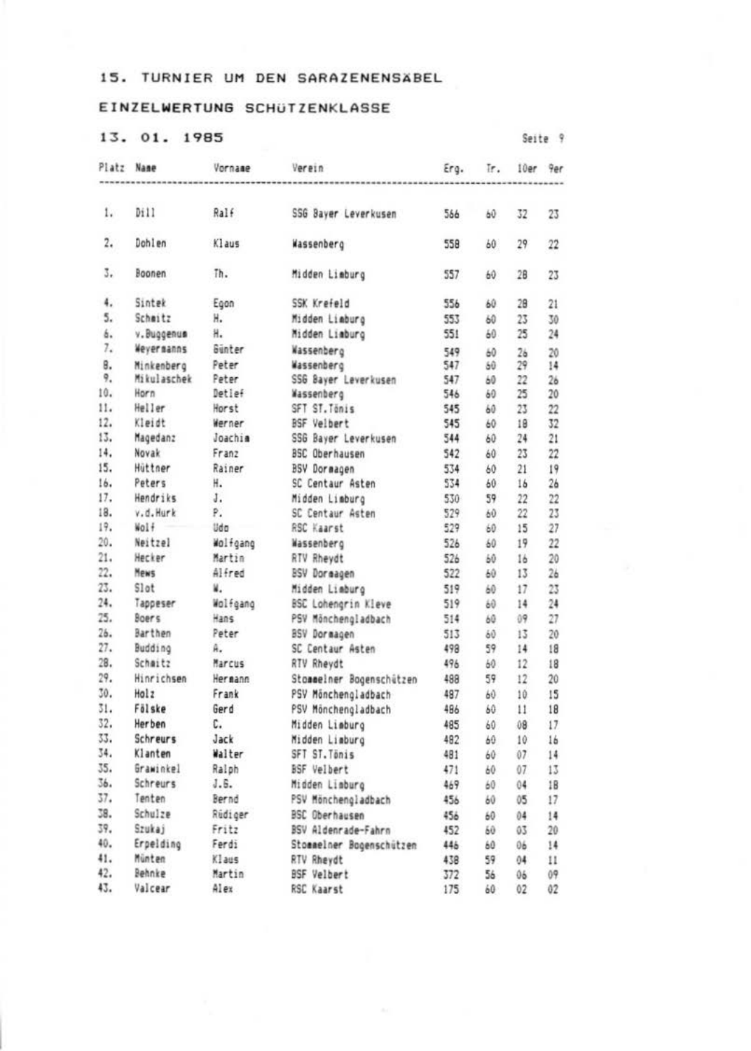# 15. TURNIER UM DEN SARAZENENSÄBEL

## EINZELWERTUNG SCHÜTZENKLASSE

### 13. 01. 1985

| Platz | Name | Vorname | Verein | Erg. | Tr. | 10er | 9er |
|---|---|---|---|---|---|---|---|
| 1. | Dill | Ralf | SSG Bayer Leverkusen | 566 | 60 | 32 | 23 |
| 2. | Dohlen | Klaus | Wassenberg | 558 | 60 | 29 | 22 |
| 3. | Boonen | Th. | Midden Limburg | 557 | 60 | 28 | 23 |
| 4. | Sintek | Egon | SSK Krefeld | 556 | 60 | 28 | 21 |
| 5. | Schmitz | H. | Midden Limburg | 553 | 60 | 23 | 30 |
| 6. | v.Buggenum | H. | Midden Limburg | 551 | 60 | 25 | 24 |
| 7. | Weyermanns | Günter | Wassenberg | 549 | 60 | 26 | 20 |
| 8. | Minkenberg | Peter | Wassenberg | 547 | 60 | 29 | 14 |
| 9. | Mikulaschek | Peter | SSG Bayer Leverkusen | 547 | 60 | 22 | 26 |
| 10. | Horn | Detlef | Wassenberg | 546 | 60 | 25 | 20 |
| 11. | Heller | Horst | SFT ST.Tönis | 545 | 60 | 23 | 22 |
| 12. | Kleidt | Werner | BSF Velbert | 545 | 60 | 18 | 32 |
| 13. | Magedanz | Joachim | SSG Bayer Leverkusen | 544 | 60 | 24 | 21 |
| 14. | Novak | Franz | BSC Oberhausen | 542 | 60 | 23 | 22 |
| 15. | Hüttner | Rainer | BSV Dormagen | 534 | 60 | 21 | 19 |
| 16. | Peters | H. | SC Centaur Asten | 534 | 60 | 16 | 26 |
| 17. | Hendriks | J. | Midden Limburg | 530 | 59 | 22 | 22 |
| 18. | v.d.Hurk | P. | SC Centaur Asten | 529 | 60 | 22 | 23 |
| 19. | Wolf | Udo | RSC Kaarst | 529 | 60 | 15 | 27 |
| 20. | Neitzel | Wolfgang | Wassenberg | 526 | 60 | 19 | 22 |
| 21. | Hecker | Martin | RTV Rheydt | 526 | 60 | 16 | 20 |
| 22. | Mews | Alfred | BSV Dormagen | 522 | 60 | 13 | 26 |
| 23. | Slot | W. | Midden Limburg | 519 | 60 | 17 | 23 |
| 24. | Tappeser | Wolfgang | BSC Lohengrin Kleve | 519 | 60 | 14 | 24 |
| 25. | Boers | Hans | PSV Mönchengladbach | 514 | 60 | 09 | 27 |
| 26. | Barthen | Peter | BSV Dormagen | 513 | 60 | 13 | 20 |
| 27. | Budding | A. | SC Centaur Asten | 498 | 59 | 14 | 18 |
| 28. | Schmitz | Marcus | RTV Rheydt | 496 | 60 | 12 | 18 |
| 29. | Hinrichsen | Hermann | Stommelner Bogenschützen | 488 | 59 | 12 | 20 |
| 30. | Holz | Frank | PSV Mönchengladbach | 487 | 60 | 10 | 15 |
| 31. | Fölske | Gerd | PSV Mönchengladbach | 486 | 60 | 11 | 18 |
| 32. | Herben | C. | Midden Limburg | 485 | 60 | 08 | 17 |
| 33. | Schreurs | Jack | Midden Limburg | 482 | 60 | 10 | 16 |
| 34. | Klanten | Walter | SFT ST.Tönis | 481 | 60 | 07 | 14 |
| 35. | Grawinkel | Ralph | BSF Velbert | 471 | 60 | 07 | 13 |
| 36. | Schreurs | J.G. | Midden Limburg | 469 | 60 | 04 | 18 |
| 37. | Tenten | Bernd | PSV Mönchengladbach | 456 | 60 | 05 | 17 |
| 38. | Schulze | Rüdiger | BSC Oberhausen | 456 | 60 | 04 | 14 |
| 39. | Szukaj | Fritz | BSV Aldenrade-Fahrn | 452 | 60 | 03 | 20 |
| 40. | Erpelding | Ferdi | Stommelner Bogenschützen | 446 | 60 | 06 | 14 |
| 41. | Münten | Klaus | RTV Rheydt | 438 | 59 | 04 | 11 |
| 42. | Behnke | Martin | BSF Velbert | 372 | 56 | 06 | 09 |
| 43. | Valcear | Alex | RSC Kaarst | 175 | 60 | 02 | 02 |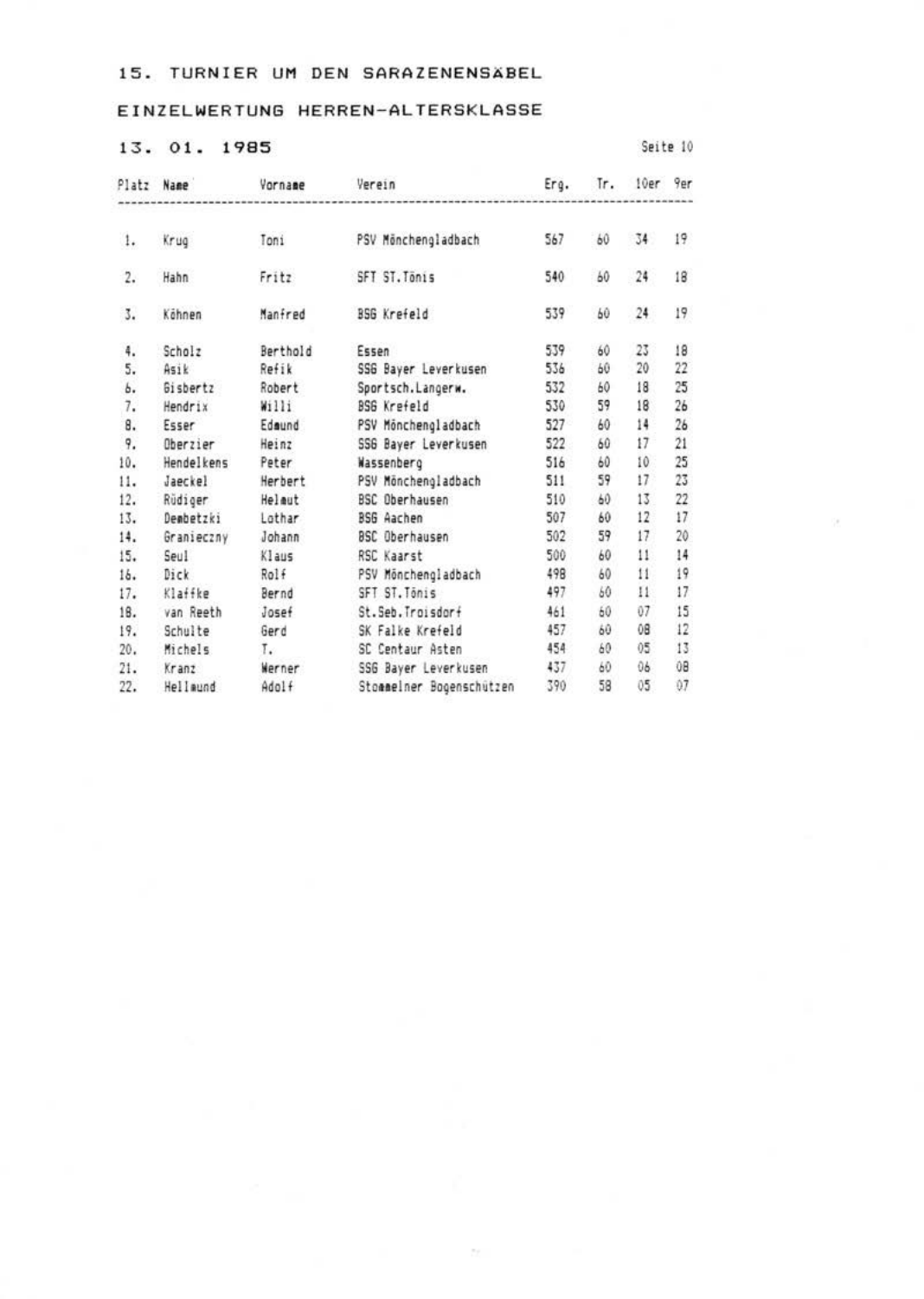15. TURNIER UM DEN SARAZENENSÄBEL

EINZELWERTUNG HERREN-ALTERSKLASSE

13. 01. 1985

| Platz | Name | Vorname | Verein | Erg. | Tr. | 10er | 9er |
|---|---|---|---|---|---|---|---|
| 1. | Krug | Toni | PSV Mönchengladbach | 567 | 60 | 34 | 19 |
| 2. | Hahn | Fritz | SFT ST.Tönis | 540 | 60 | 24 | 18 |
| 3. | Köhnen | Manfred | BSG Krefeld | 539 | 60 | 24 | 19 |
| 4. | Scholz | Berthold | Essen | 539 | 60 | 23 | 18 |
| 5. | Asik | Refik | SSG Bayer Leverkusen | 536 | 60 | 20 | 22 |
| 6. | Gisbertz | Robert | Sportsch.Langerw. | 532 | 60 | 18 | 25 |
| 7. | Hendrix | Willi | BSG Krefeld | 530 | 59 | 18 | 26 |
| 8. | Esser | Edmund | PSV Mönchengladbach | 527 | 60 | 14 | 26 |
| 9. | Oberzier | Heinz | SSG Bayer Leverkusen | 522 | 60 | 17 | 21 |
| 10. | Hendelkens | Peter | Wassenberg | 516 | 60 | 10 | 25 |
| 11. | Jaeckel | Herbert | PSV Mönchengladbach | 511 | 59 | 17 | 23 |
| 12. | Rüdiger | Helmut | BSC Oberhausen | 510 | 60 | 13 | 22 |
| 13. | Dembetzki | Lothar | BSG Aachen | 507 | 60 | 12 | 17 |
| 14. | Granieczny | Johann | BSC Oberhausen | 502 | 59 | 17 | 20 |
| 15. | Seul | Klaus | RSC Kaarst | 500 | 60 | 11 | 14 |
| 16. | Dick | Rolf | PSV Mönchengladbach | 498 | 60 | 11 | 19 |
| 17. | Klaffke | Bernd | SFT ST.Tönis | 497 | 60 | 11 | 17 |
| 18. | van Reeth | Josef | St.Seb.Troisdorf | 461 | 60 | 07 | 15 |
| 19. | Schulte | Gerd | SK Falke Krefeld | 457 | 60 | 08 | 12 |
| 20. | Michels | T. | SC Centaur Asten | 454 | 60 | 05 | 13 |
| 21. | Kranz | Werner | SSG Bayer Leverkusen | 437 | 60 | 06 | 08 |
| 22. | Hellmund | Adolf | Stommelner Bogenschützen | 390 | 58 | 05 | 07 |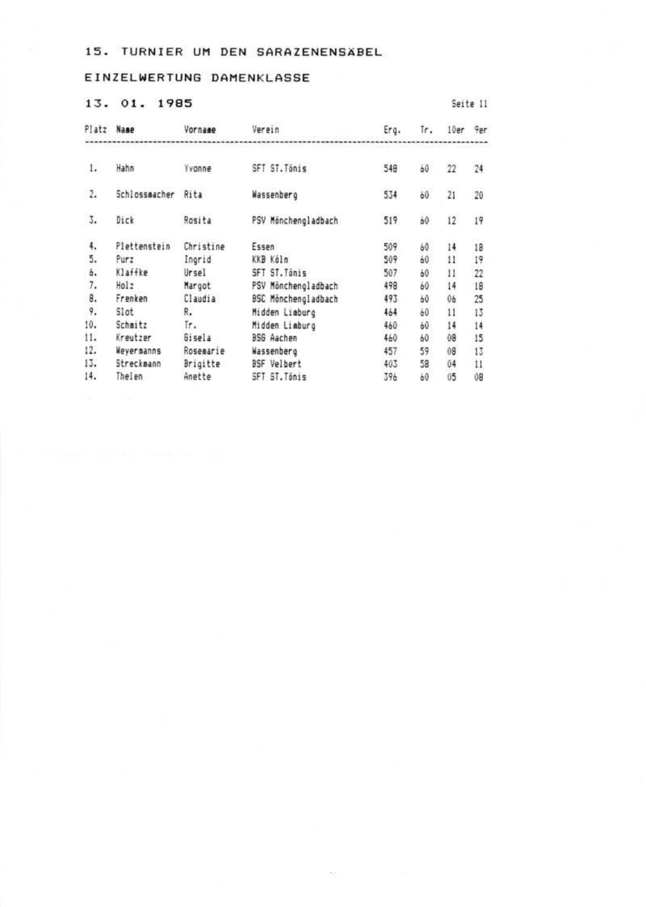15. TURNIER UM DEN SARAZENENSÄBEL

EINZELWERTUNG DAMENKLASSE

13. 01. 1985

Seite 11

| Platz | Name | Vorname | Verein | Erg. | Tr. | 10er | 9er |
|---|---|---|---|---|---|---|---|
| 1. | Hahn | Yvonne | SFT ST.Tönis | 548 | 60 | 22 | 24 |
| 2. | Schlossmacher | Rita | Wassenberg | 534 | 60 | 21 | 20 |
| 3. | Dick | Rosita | PSV Mönchengladbach | 519 | 60 | 12 | 19 |
| 4. | Plettenstein | Christine | Essen | 509 | 60 | 14 | 18 |
| 5. | Purz | Ingrid | KKB Köln | 509 | 60 | 11 | 19 |
| 6. | Klaffke | Ursel | SFT ST.Tönis | 507 | 60 | 11 | 22 |
| 7. | Holz | Margot | PSV Mönchengladbach | 498 | 60 | 14 | 18 |
| 8. | Frenken | Claudia | BSC Mönchengladbach | 493 | 60 | 06 | 25 |
| 9. | Slot | R. | Midden Limburg | 464 | 60 | 11 | 13 |
| 10. | Schmitz | Tr. | Midden Limburg | 460 | 60 | 14 | 14 |
| 11. | Kreutzer | Gisela | BSG Aachen | 460 | 60 | 08 | 15 |
| 12. | Weyermanns | Rosemarie | Wassenberg | 457 | 59 | 08 | 13 |
| 13. | Streckmann | Brigitte | BSF Velbert | 403 | 58 | 04 | 11 |
| 14. | Thelen | Anette | SFT ST.Tönis | 396 | 60 | 05 | 08 |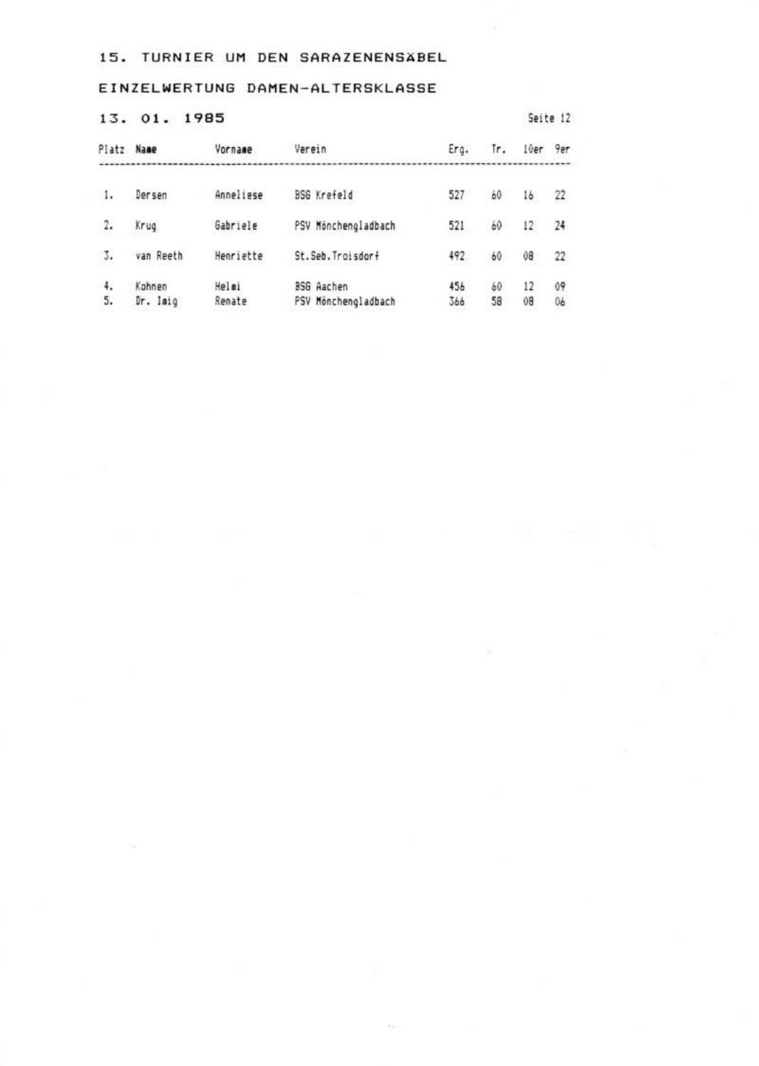# 15. TURNIER UM DEN SARAZENENSÄBEL

## EINZELWERTUNG DAMEN-ALTERSKLASSE

### 13. 01. 1985

| Platz | Name | Vorname | Verein | Erg. | Tr. | 10er | 9er |
|---|---|---|---|---|---|---|---|
| 1. | Dersen | Anneliese | BSG Krefeld | 527 | 60 | 16 | 22 |
| 2. | Krug | Gabriele | PSV Mönchengladbach | 521 | 60 | 12 | 24 |
| 3. | van Reeth | Henriette | St.Seb.Troisdorf | 492 | 60 | 08 | 22 |
| 4. | Kohnen | Helmi | BSG Aachen | 456 | 60 | 12 | 09 |
| 5. | Dr. Imig | Renate | PSV Mönchengladbach | 366 | 58 | 08 | 06 |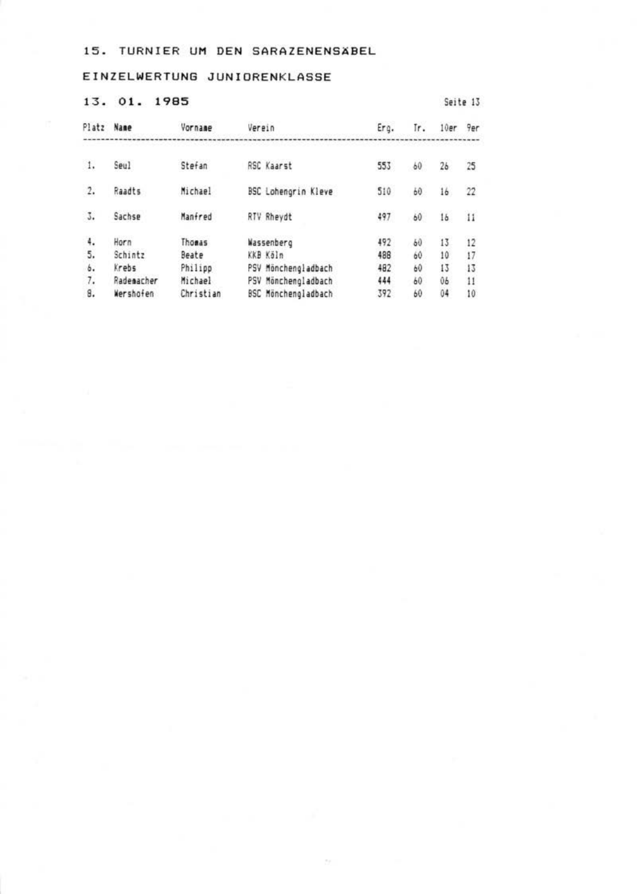15. TURNIER UM DEN SARAZENENSÄBEL

EINZELWERTUNG JUNIORENKLASSE

13. 01. 1985

| Platz | Name | Vorname | Verein | Erg. | Tr. | 10er | 9er |
|---|---|---|---|---|---|---|---|
| 1. | Seul | Stefan | RSC Kaarst | 553 | 60 | 26 | 25 |
| 2. | Raadts | Michael | BSC Lohengrin Kleve | 510 | 60 | 16 | 22 |
| 3. | Sachse | Manfred | RTV Rheydt | 497 | 60 | 16 | 11 |
| 4. | Horn | Thomas | Wassenberg | 492 | 60 | 13 | 12 |
| 5. | Schintz | Beate | KKB Köln | 488 | 60 | 10 | 17 |
| 6. | Krebs | Philipp | PSV Mönchengladbach | 482 | 60 | 13 | 13 |
| 7. | Rademacher | Michael | PSV Mönchengladbach | 444 | 60 | 06 | 11 |
| 8. | Wershofen | Christian | BSC Mönchengladbach | 392 | 60 | 04 | 10 |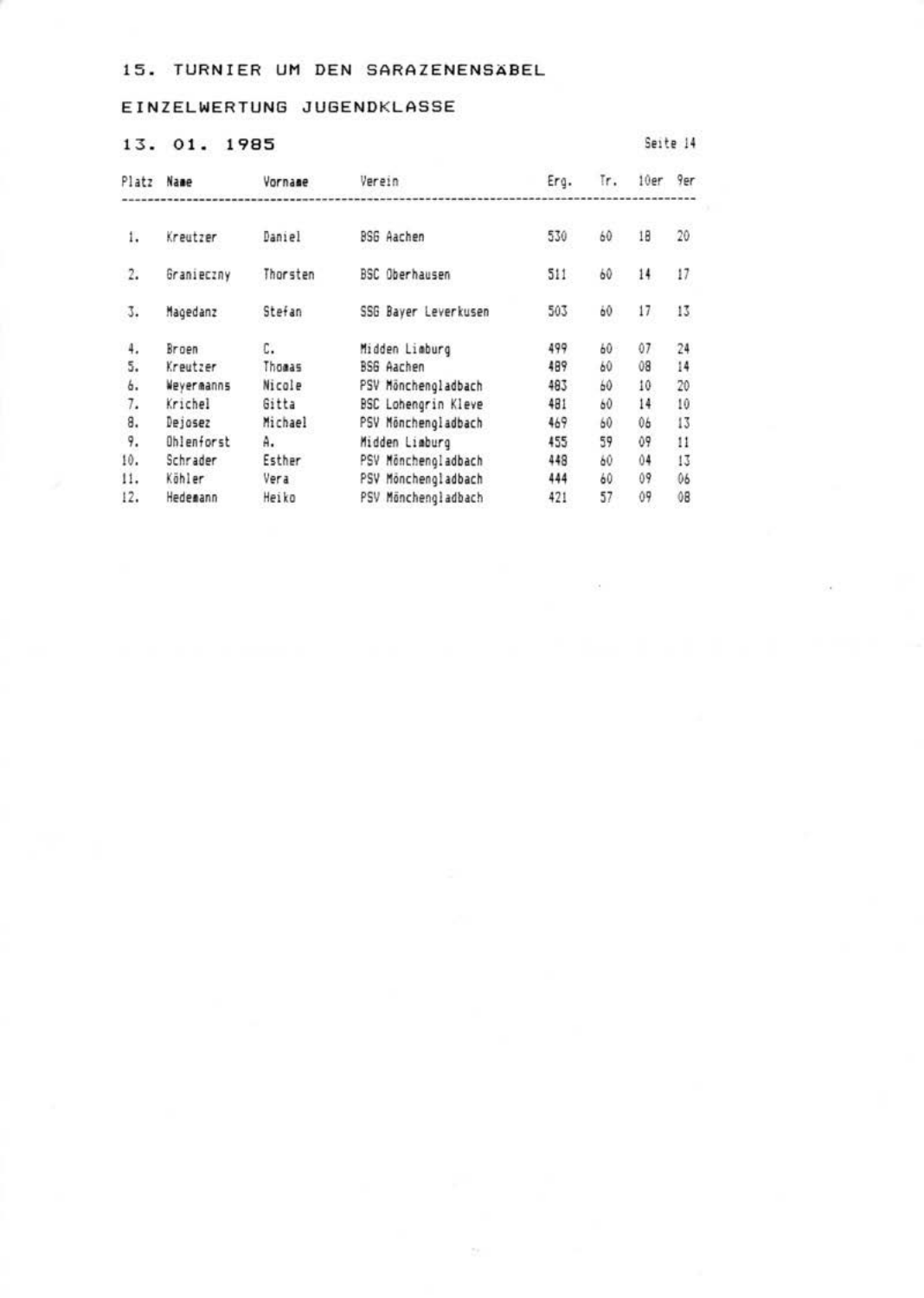# 15. TURNIER UM DEN SARAZENENSÄBEL

## EINZELWERTUNG JUGENDKLASSE

## 13. 01. 1985

| Platz | Name | Vorname | Verein | Erg. | Tr. | 10er | 9er |
|---|---|---|---|---|---|---|---|
| 1. | Kreutzer | Daniel | BSG Aachen | 530 | 60 | 18 | 20 |
| 2. | Granieczny | Thorsten | BSC Oberhausen | 511 | 60 | 14 | 17 |
| 3. | Magedanz | Stefan | SSG Bayer Leverkusen | 503 | 60 | 17 | 13 |
| 4. | Broen | C. | Midden Limburg | 499 | 60 | 07 | 24 |
| 5. | Kreutzer | Thomas | BSG Aachen | 489 | 60 | 08 | 14 |
| 6. | Weyermanns | Nicole | PSV Mönchengladbach | 483 | 60 | 10 | 20 |
| 7. | Krichel | Gitta | BSC Lohengrin Kleve | 481 | 60 | 14 | 10 |
| 8. | Dejosez | Michael | PSV Mönchengladbach | 469 | 60 | 06 | 13 |
| 9. | Ohlenforst | A. | Midden Limburg | 455 | 59 | 09 | 11 |
| 10. | Schrader | Esther | PSV Mönchengladbach | 448 | 60 | 04 | 13 |
| 11. | Köhler | Vera | PSV Mönchengladbach | 444 | 60 | 09 | 06 |
| 12. | Hedemann | Heiko | PSV Mönchengladbach | 421 | 57 | 09 | 08 |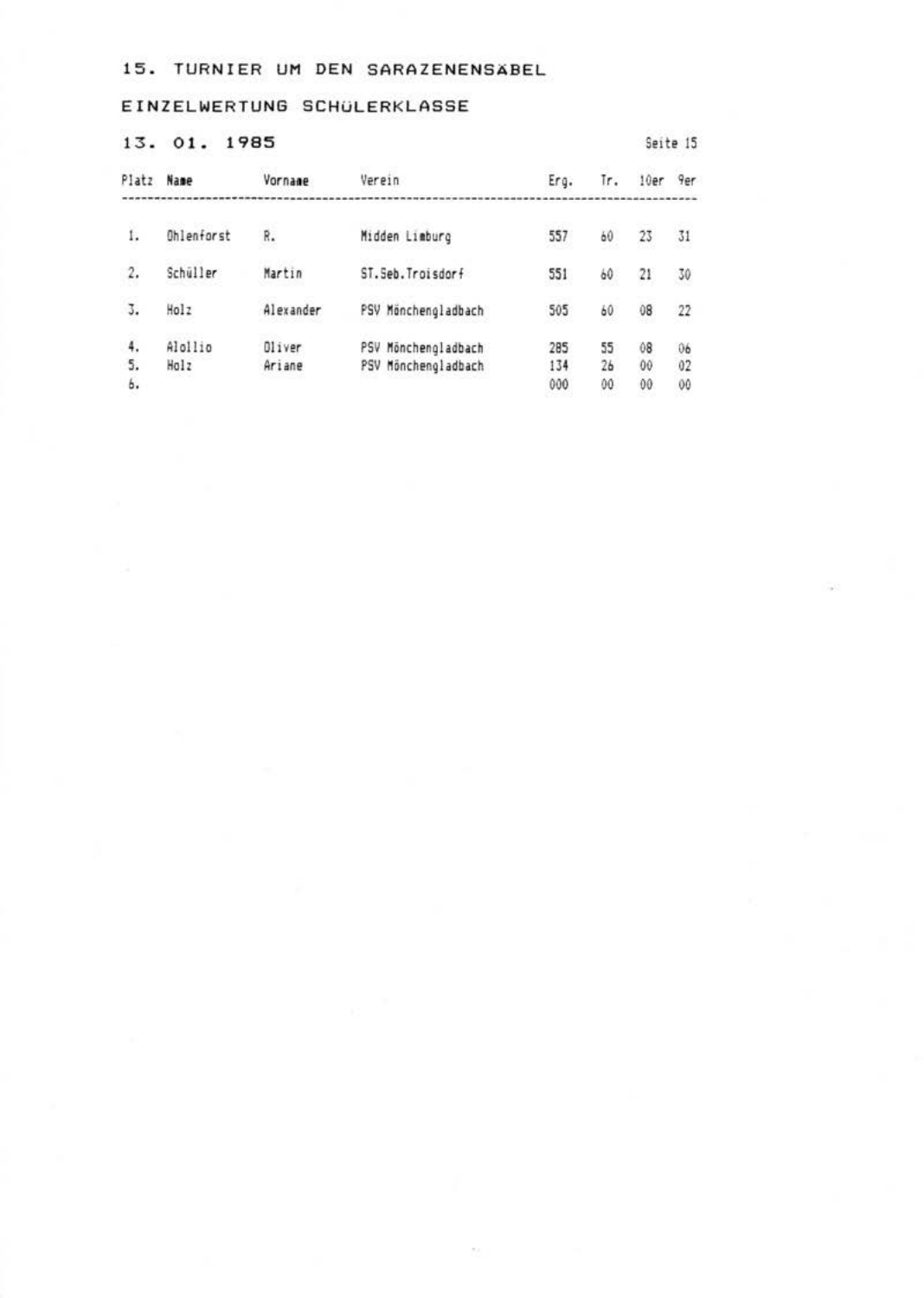# 15. TURNIER UM DEN SARAZENENSÄBEL

## EINZELWERTUNG SCHÜLERKLASSE

## 13. 01. 1985

Seite 15

| Platz | Name | Vorname | Verein | Erg. | Tr. | 10er | 9er |
|---|---|---|---|---|---|---|---|
| 1. | Ohlenforst | R. | Midden Limburg | 557 | 60 | 23 | 31 |
| 2. | Schüller | Martin | ST.Seb.Troisdorf | 551 | 60 | 21 | 30 |
| 3. | Holz | Alexander | PSV Mönchengladbach | 505 | 60 | 08 | 22 |
| 4. | Alollio | Oliver | PSV Mönchengladbach | 285 | 55 | 08 | 06 |
| 5. | Holz | Ariane | PSV Mönchengladbach | 134 | 26 | 00 | 02 |
| 6. | | | | 000 | 00 | 00 | 00 |